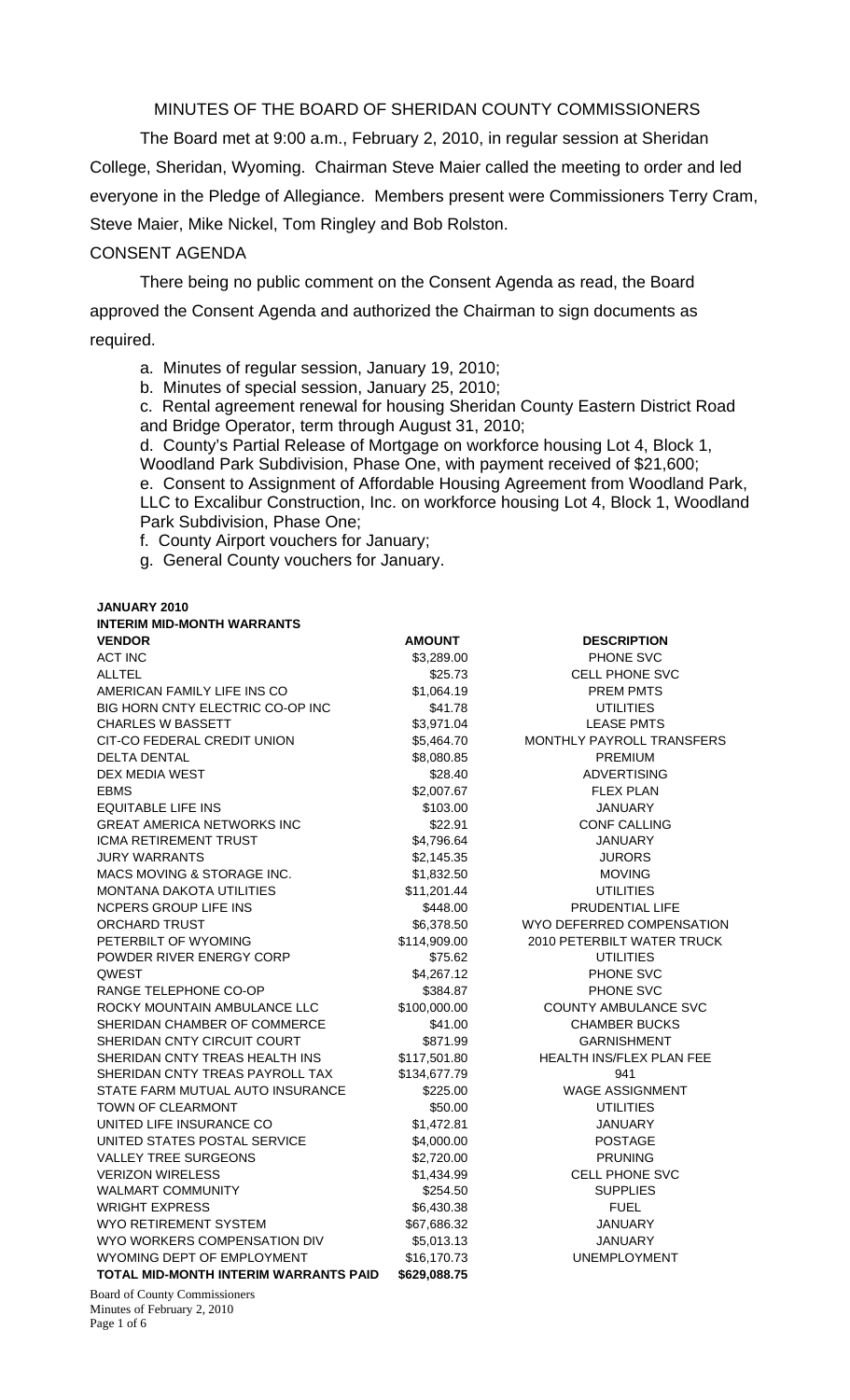# MINUTES OF THE BOARD OF SHERIDAN COUNTY COMMISSIONERS

The Board met at 9:00 a.m., February 2, 2010, in regular session at Sheridan College, Sheridan, Wyoming. Chairman Steve Maier called the meeting to order and led everyone in the Pledge of Allegiance. Members present were Commissioners Terry Cram, Steve Maier, Mike Nickel, Tom Ringley and Bob Rolston.

## CONSENT AGENDA

There being no public comment on the Consent Agenda as read, the Board approved the Consent Agenda and authorized the Chairman to sign documents as required.

a. Minutes of regular session, January 19, 2010;

b. Minutes of special session, January 25, 2010;

c. Rental agreement renewal for housing Sheridan County Eastern District Road and Bridge Operator, term through August 31, 2010;

d. County's Partial Release of Mortgage on workforce housing Lot 4, Block 1, Woodland Park Subdivision, Phase One, with payment received of $21,600;

e. Consent to Assignment of Affordable Housing Agreement from Woodland Park, LLC to Excalibur Construction, Inc. on workforce housing Lot 4, Block 1, Woodland Park Subdivision, Phase One;

f. County Airport vouchers for January;

g. General County vouchers for January.

**JANUARY 2010**
**INTERIM MID-MONTH WARRANTS**

| VENDOR | AMOUNT | DESCRIPTION |
|---|---|---|
| ACT INC | $3,289.00 | PHONE SVC |
| ALLTEL | $25.73 | CELL PHONE SVC |
| AMERICAN FAMILY LIFE INS CO | $1,064.19 | PREM PMTS |
| BIG HORN CNTY ELECTRIC CO-OP INC | $41.78 | UTILITIES |
| CHARLES W BASSETT | $3,971.04 | LEASE PMTS |
| CIT-CO FEDERAL CREDIT UNION | $5,464.70 | MONTHLY PAYROLL TRANSFERS |
| DELTA DENTAL | $8,080.85 | PREMIUM |
| DEX MEDIA WEST | $28.40 | ADVERTISING |
| EBMS | $2,007.67 | FLEX PLAN |
| EQUITABLE LIFE INS | $103.00 | JANUARY |
| GREAT AMERICA NETWORKS INC | $22.91 | CONF CALLING |
| ICMA RETIREMENT TRUST | $4,796.64 | JANUARY |
| JURY WARRANTS | $2,145.35 | JURORS |
| MACS MOVING & STORAGE INC. | $1,832.50 | MOVING |
| MONTANA DAKOTA UTILITIES | $11,201.44 | UTILITIES |
| NCPERS GROUP LIFE INS | $448.00 | PRUDENTIAL LIFE |
| ORCHARD TRUST | $6,378.50 | WYO DEFERRED COMPENSATION |
| PETERBILT OF WYOMING | $114,909.00 | 2010 PETERBILT WATER TRUCK |
| POWDER RIVER ENERGY CORP | $75.62 | UTILITIES |
| QWEST | $4,267.12 | PHONE SVC |
| RANGE TELEPHONE CO-OP | $384.87 | PHONE SVC |
| ROCKY MOUNTAIN AMBULANCE LLC | $100,000.00 | COUNTY AMBULANCE SVC |
| SHERIDAN CHAMBER OF COMMERCE | $41.00 | CHAMBER BUCKS |
| SHERIDAN CNTY CIRCUIT COURT | $871.99 | GARNISHMENT |
| SHERIDAN CNTY TREAS HEALTH INS | $117,501.80 | HEALTH INS/FLEX PLAN FEE |
| SHERIDAN CNTY TREAS PAYROLL TAX | $134,677.79 | 941 |
| STATE FARM MUTUAL AUTO INSURANCE | $225.00 | WAGE ASSIGNMENT |
| TOWN OF CLEARMONT | $50.00 | UTILITIES |
| UNITED LIFE INSURANCE CO | $1,472.81 | JANUARY |
| UNITED STATES POSTAL SERVICE | $4,000.00 | POSTAGE |
| VALLEY TREE SURGEONS | $2,720.00 | PRUNING |
| VERIZON WIRELESS | $1,434.99 | CELL PHONE SVC |
| WALMART COMMUNITY | $254.50 | SUPPLIES |
| WRIGHT EXPRESS | $6,430.38 | FUEL |
| WYO RETIREMENT SYSTEM | $67,686.32 | JANUARY |
| WYO WORKERS COMPENSATION DIV | $5,013.13 | JANUARY |
| WYOMING DEPT OF EMPLOYMENT | $16,170.73 | UNEMPLOYMENT |
| **TOTAL MID-MONTH INTERIM WARRANTS PAID** | **$629,088.75** | |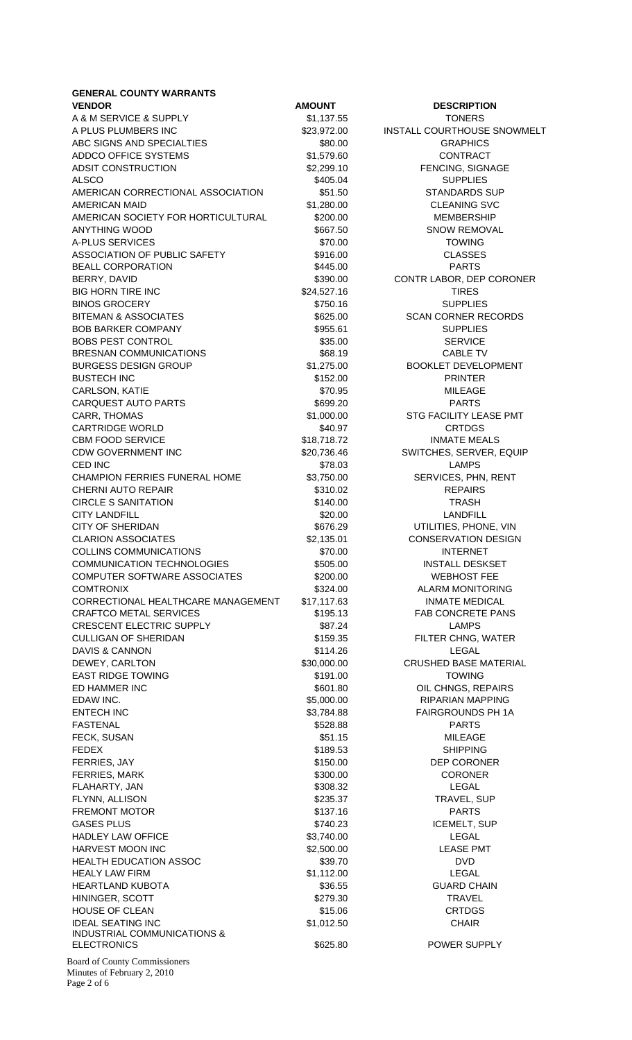**GENERAL COUNTY WARRANTS**

| VENDOR | AMOUNT | DESCRIPTION |
|---|---|---|
| A & M SERVICE & SUPPLY | $1,137.55 | TONERS |
| A PLUS PLUMBERS INC | $23,972.00 | INSTALL COURTHOUSE SNOWMELT |
| ABC SIGNS AND SPECIALTIES | $80.00 | GRAPHICS |
| ADDCO OFFICE SYSTEMS | $1,579.60 | CONTRACT |
| ADSIT CONSTRUCTION | $2,299.10 | FENCING, SIGNAGE |
| ALSCO | $405.04 | SUPPLIES |
| AMERICAN CORRECTIONAL ASSOCIATION | $51.50 | STANDARDS SUP |
| AMERICAN MAID | $1,280.00 | CLEANING SVC |
| AMERICAN SOCIETY FOR HORTICULTURAL | $200.00 | MEMBERSHIP |
| ANYTHING WOOD | $667.50 | SNOW REMOVAL |
| A-PLUS SERVICES | $70.00 | TOWING |
| ASSOCIATION OF PUBLIC SAFETY | $916.00 | CLASSES |
| BEALL CORPORATION | $445.00 | PARTS |
| BERRY, DAVID | $390.00 | CONTR LABOR, DEP CORONER |
| BIG HORN TIRE INC | $24,527.16 | TIRES |
| BINOS GROCERY | $750.16 | SUPPLIES |
| BITEMAN & ASSOCIATES | $625.00 | SCAN CORNER RECORDS |
| BOB BARKER COMPANY | $955.61 | SUPPLIES |
| BOBS PEST CONTROL | $35.00 | SERVICE |
| BRESNAN COMMUNICATIONS | $68.19 | CABLE TV |
| BURGESS DESIGN GROUP | $1,275.00 | BOOKLET DEVELOPMENT |
| BUSTECH INC | $152.00 | PRINTER |
| CARLSON, KATIE | $70.95 | MILEAGE |
| CARQUEST AUTO PARTS | $699.20 | PARTS |
| CARR, THOMAS | $1,000.00 | STG FACILITY LEASE PMT |
| CARTRIDGE WORLD | $40.97 | CRTDGS |
| CBM FOOD SERVICE | $18,718.72 | INMATE MEALS |
| CDW GOVERNMENT INC | $20,736.46 | SWITCHES, SERVER, EQUIP |
| CED INC | $78.03 | LAMPS |
| CHAMPION FERRIES FUNERAL HOME | $3,750.00 | SERVICES, PHN, RENT |
| CHERNI AUTO REPAIR | $310.02 | REPAIRS |
| CIRCLE S SANITATION | $140.00 | TRASH |
| CITY LANDFILL | $20.00 | LANDFILL |
| CITY OF SHERIDAN | $676.29 | UTILITIES, PHONE, VIN |
| CLARION ASSOCIATES | $2,135.01 | CONSERVATION DESIGN |
| COLLINS COMMUNICATIONS | $70.00 | INTERNET |
| COMMUNICATION TECHNOLOGIES | $505.00 | INSTALL DESKSET |
| COMPUTER SOFTWARE ASSOCIATES | $200.00 | WEBHOST FEE |
| COMTRONIX | $324.00 | ALARM MONITORING |
| CORRECTIONAL HEALTHCARE MANAGEMENT | $17,117.63 | INMATE MEDICAL |
| CRAFTCO METAL SERVICES | $195.13 | FAB CONCRETE PANS |
| CRESCENT ELECTRIC SUPPLY | $87.24 | LAMPS |
| CULLIGAN OF SHERIDAN | $159.35 | FILTER CHNG, WATER |
| DAVIS & CANNON | $114.26 | LEGAL |
| DEWEY, CARLTON | $30,000.00 | CRUSHED BASE MATERIAL |
| EAST RIDGE TOWING | $191.00 | TOWING |
| ED HAMMER INC | $601.80 | OIL CHNGS, REPAIRS |
| EDAW INC. | $5,000.00 | RIPARIAN MAPPING |
| ENTECH INC | $3,784.88 | FAIRGROUNDS PH 1A |
| FASTENAL | $528.88 | PARTS |
| FECK, SUSAN | $51.15 | MILEAGE |
| FEDEX | $189.53 | SHIPPING |
| FERRIES, JAY | $150.00 | DEP CORONER |
| FERRIES, MARK | $300.00 | CORONER |
| FLAHARTY, JAN | $308.32 | LEGAL |
| FLYNN, ALLISON | $235.37 | TRAVEL, SUP |
| FREMONT MOTOR | $137.16 | PARTS |
| GASES PLUS | $740.23 | ICEMELT, SUP |
| HADLEY LAW OFFICE | $3,740.00 | LEGAL |
| HARVEST MOON INC | $2,500.00 | LEASE PMT |
| HEALTH EDUCATION ASSOC | $39.70 | DVD |
| HEALY LAW FIRM | $1,112.00 | LEGAL |
| HEARTLAND KUBOTA | $36.55 | GUARD CHAIN |
| HININGER, SCOTT | $279.30 | TRAVEL |
| HOUSE OF CLEAN | $15.06 | CRTDGS |
| IDEAL SEATING INC | $1,012.50 | CHAIR |
| INDUSTRIAL COMMUNICATIONS & ELECTRONICS | $625.80 | POWER SUPPLY |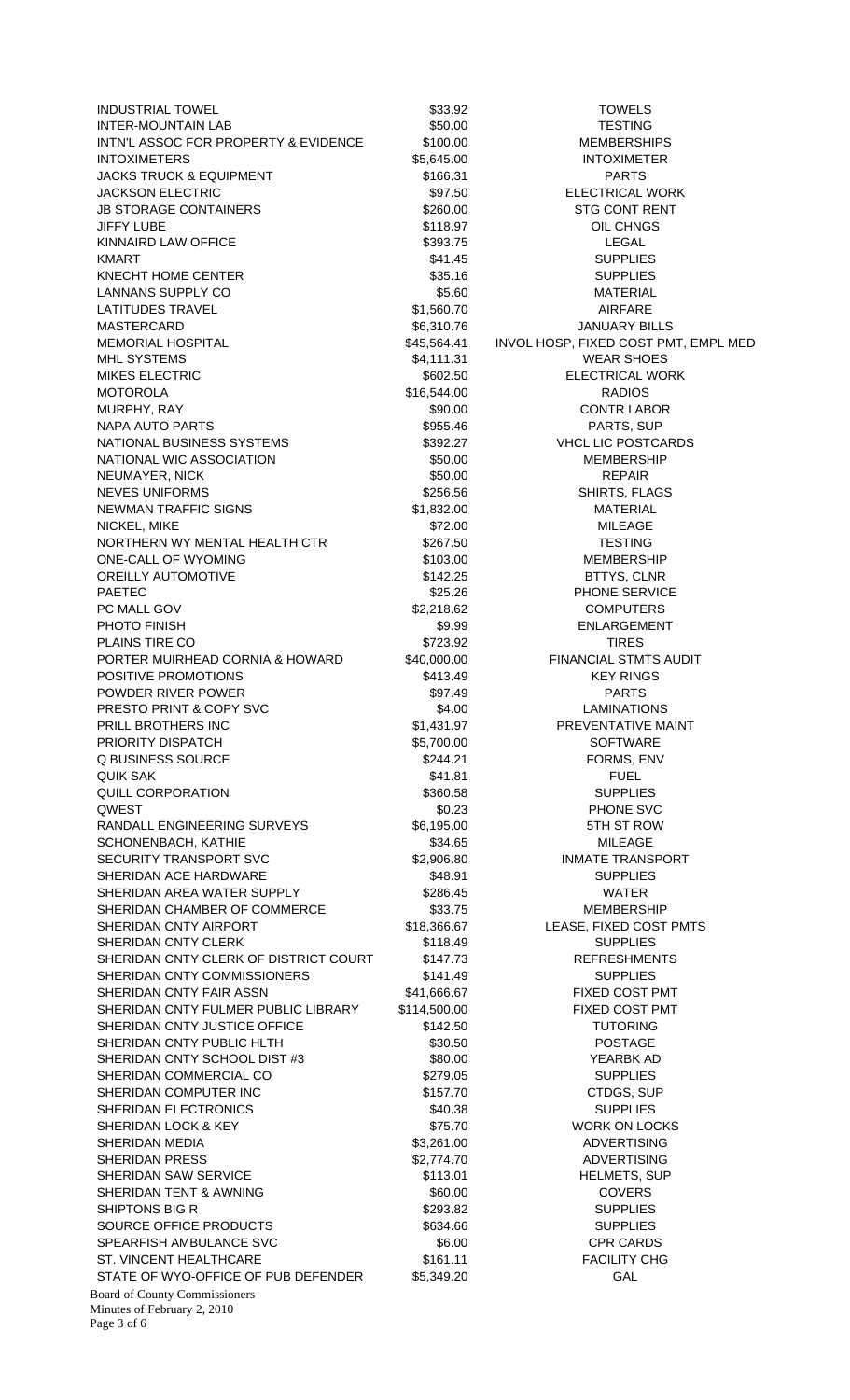| | | |
|---|---|---|
| INDUSTRIAL TOWEL | $33.92 | TOWELS |
| INTER-MOUNTAIN LAB | $50.00 | TESTING |
| INTN'L ASSOC FOR PROPERTY & EVIDENCE | $100.00 | MEMBERSHIPS |
| INTOXIMETERS | $5,645.00 | INTOXIMETER |
| JACKS TRUCK & EQUIPMENT | $166.31 | PARTS |
| JACKSON ELECTRIC | $97.50 | ELECTRICAL WORK |
| JB STORAGE CONTAINERS | $260.00 | STG CONT RENT |
| JIFFY LUBE | $118.97 | OIL CHNGS |
| KINNAIRD LAW OFFICE | $393.75 | LEGAL |
| KMART | $41.45 | SUPPLIES |
| KNECHT HOME CENTER | $35.16 | SUPPLIES |
| LANNANS SUPPLY CO | $5.60 | MATERIAL |
| LATITUDES TRAVEL | $1,560.70 | AIRFARE |
| MASTERCARD | $6,310.76 | JANUARY BILLS |
| MEMORIAL HOSPITAL | $45,564.41 | INVOL HOSP, FIXED COST PMT, EMPL MED |
| MHL SYSTEMS | $4,111.31 | WEAR SHOES |
| MIKES ELECTRIC | $602.50 | ELECTRICAL WORK |
| MOTOROLA | $16,544.00 | RADIOS |
| MURPHY, RAY | $90.00 | CONTR LABOR |
| NAPA AUTO PARTS | $955.46 | PARTS, SUP |
| NATIONAL BUSINESS SYSTEMS | $392.27 | VHCL LIC POSTCARDS |
| NATIONAL WIC ASSOCIATION | $50.00 | MEMBERSHIP |
| NEUMAYER, NICK | $50.00 | REPAIR |
| NEVES UNIFORMS | $256.56 | SHIRTS, FLAGS |
| NEWMAN TRAFFIC SIGNS | $1,832.00 | MATERIAL |
| NICKEL, MIKE | $72.00 | MILEAGE |
| NORTHERN WY MENTAL HEALTH CTR | $267.50 | TESTING |
| ONE-CALL OF WYOMING | $103.00 | MEMBERSHIP |
| OREILLY AUTOMOTIVE | $142.25 | BTTYS, CLNR |
| PAETEC | $25.26 | PHONE SERVICE |
| PC MALL GOV | $2,218.62 | COMPUTERS |
| PHOTO FINISH | $9.99 | ENLARGEMENT |
| PLAINS TIRE CO | $723.92 | TIRES |
| PORTER MUIRHEAD CORNIA & HOWARD | $40,000.00 | FINANCIAL STMTS AUDIT |
| POSITIVE PROMOTIONS | $413.49 | KEY RINGS |
| POWDER RIVER POWER | $97.49 | PARTS |
| PRESTO PRINT & COPY SVC | $4.00 | LAMINATIONS |
| PRILL BROTHERS INC | $1,431.97 | PREVENTATIVE MAINT |
| PRIORITY DISPATCH | $5,700.00 | SOFTWARE |
| Q BUSINESS SOURCE | $244.21 | FORMS, ENV |
| QUIK SAK | $41.81 | FUEL |
| QUILL CORPORATION | $360.58 | SUPPLIES |
| QWEST | $0.23 | PHONE SVC |
| RANDALL ENGINEERING SURVEYS | $6,195.00 | 5TH ST ROW |
| SCHONENBACH, KATHIE | $34.65 | MILEAGE |
| SECURITY TRANSPORT SVC | $2,906.80 | INMATE TRANSPORT |
| SHERIDAN ACE HARDWARE | $48.91 | SUPPLIES |
| SHERIDAN AREA WATER SUPPLY | $286.45 | WATER |
| SHERIDAN CHAMBER OF COMMERCE | $33.75 | MEMBERSHIP |
| SHERIDAN CNTY AIRPORT | $18,366.67 | LEASE, FIXED COST PMTS |
| SHERIDAN CNTY CLERK | $118.49 | SUPPLIES |
| SHERIDAN CNTY CLERK OF DISTRICT COURT | $147.73 | REFRESHMENTS |
| SHERIDAN CNTY COMMISSIONERS | $141.49 | SUPPLIES |
| SHERIDAN CNTY FAIR ASSN | $41,666.67 | FIXED COST PMT |
| SHERIDAN CNTY FULMER PUBLIC LIBRARY | $114,500.00 | FIXED COST PMT |
| SHERIDAN CNTY JUSTICE OFFICE | $142.50 | TUTORING |
| SHERIDAN CNTY PUBLIC HLTH | $30.50 | POSTAGE |
| SHERIDAN CNTY SCHOOL DIST #3 | $80.00 | YEARBK AD |
| SHERIDAN COMMERCIAL CO | $279.05 | SUPPLIES |
| SHERIDAN COMPUTER INC | $157.70 | CTDGS, SUP |
| SHERIDAN ELECTRONICS | $40.38 | SUPPLIES |
| SHERIDAN LOCK & KEY | $75.70 | WORK ON LOCKS |
| SHERIDAN MEDIA | $3,261.00 | ADVERTISING |
| SHERIDAN PRESS | $2,774.70 | ADVERTISING |
| SHERIDAN SAW SERVICE | $113.01 | HELMETS, SUP |
| SHERIDAN TENT & AWNING | $60.00 | COVERS |
| SHIPTONS BIG R | $293.82 | SUPPLIES |
| SOURCE OFFICE PRODUCTS | $634.66 | SUPPLIES |
| SPEARFISH AMBULANCE SVC | $6.00 | CPR CARDS |
| ST. VINCENT HEALTHCARE | $161.11 | FACILITY CHG |
| STATE OF WYO-OFFICE OF PUB DEFENDER | $5,349.20 | GAL |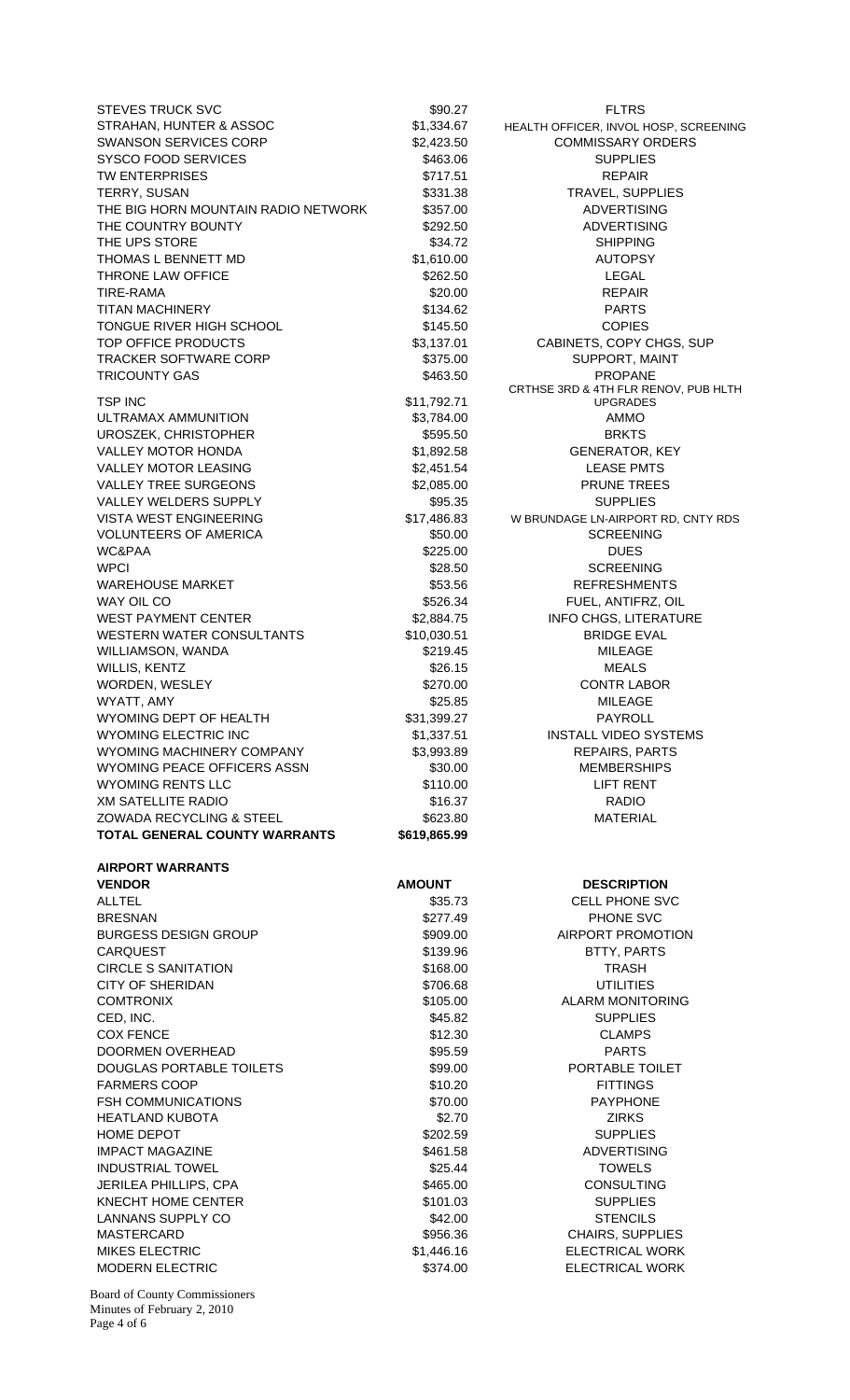| | | |
|---|---|---|
| STEVES TRUCK SVC | $90.27 | FLTRS |
| STRAHAN, HUNTER & ASSOC | $1,334.67 | HEALTH OFFICER, INVOL HOSP, SCREENING |
| SWANSON SERVICES CORP | $2,423.50 | COMMISSARY ORDERS |
| SYSCO FOOD SERVICES | $463.06 | SUPPLIES |
| TW ENTERPRISES | $717.51 | REPAIR |
| TERRY, SUSAN | $331.38 | TRAVEL, SUPPLIES |
| THE BIG HORN MOUNTAIN RADIO NETWORK | $357.00 | ADVERTISING |
| THE COUNTRY BOUNTY | $292.50 | ADVERTISING |
| THE UPS STORE | $34.72 | SHIPPING |
| THOMAS L BENNETT MD | $1,610.00 | AUTOPSY |
| THRONE LAW OFFICE | $262.50 | LEGAL |
| TIRE-RAMA | $20.00 | REPAIR |
| TITAN MACHINERY | $134.62 | PARTS |
| TONGUE RIVER HIGH SCHOOL | $145.50 | COPIES |
| TOP OFFICE PRODUCTS | $3,137.01 | CABINETS, COPY CHGS, SUP |
| TRACKER SOFTWARE CORP | $375.00 | SUPPORT, MAINT |
| TRICOUNTY GAS | $463.50 | PROPANE |
| TSP INC | $11,792.71 | CRTHSE 3RD & 4TH FLR RENOV, PUB HLTH UPGRADES |
| ULTRAMAX AMMUNITION | $3,784.00 | AMMO |
| UROSZEK, CHRISTOPHER | $595.50 | BRKTS |
| VALLEY MOTOR HONDA | $1,892.58 | GENERATOR, KEY |
| VALLEY MOTOR LEASING | $2,451.54 | LEASE PMTS |
| VALLEY TREE SURGEONS | $2,085.00 | PRUNE TREES |
| VALLEY WELDERS SUPPLY | $95.35 | SUPPLIES |
| VISTA WEST ENGINEERING | $17,486.83 | W BRUNDAGE LN-AIRPORT RD, CNTY RDS |
| VOLUNTEERS OF AMERICA | $50.00 | SCREENING |
| WC&PAA | $225.00 | DUES |
| WPCI | $28.50 | SCREENING |
| WAREHOUSE MARKET | $53.56 | REFRESHMENTS |
| WAY OIL CO | $526.34 | FUEL, ANTIFRZ, OIL |
| WEST PAYMENT CENTER | $2,884.75 | INFO CHGS, LITERATURE |
| WESTERN WATER CONSULTANTS | $10,030.51 | BRIDGE EVAL |
| WILLIAMSON, WANDA | $219.45 | MILEAGE |
| WILLIS, KENTZ | $26.15 | MEALS |
| WORDEN, WESLEY | $270.00 | CONTR LABOR |
| WYATT, AMY | $25.85 | MILEAGE |
| WYOMING DEPT OF HEALTH | $31,399.27 | PAYROLL |
| WYOMING ELECTRIC INC | $1,337.51 | INSTALL VIDEO SYSTEMS |
| WYOMING MACHINERY COMPANY | $3,993.89 | REPAIRS, PARTS |
| WYOMING PEACE OFFICERS ASSN | $30.00 | MEMBERSHIPS |
| WYOMING RENTS LLC | $110.00 | LIFT RENT |
| XM SATELLITE RADIO | $16.37 | RADIO |
| ZOWADA RECYCLING & STEEL | $623.80 | MATERIAL |
| **TOTAL GENERAL COUNTY WARRANTS** | **$619,865.99** | |

**AIRPORT WARRANTS**

| VENDOR | AMOUNT | DESCRIPTION |
|---|---|---|
| ALLTEL | $35.73 | CELL PHONE SVC |
| BRESNAN | $277.49 | PHONE SVC |
| BURGESS DESIGN GROUP | $909.00 | AIRPORT PROMOTION |
| CARQUEST | $139.96 | BTTY, PARTS |
| CIRCLE S SANITATION | $168.00 | TRASH |
| CITY OF SHERIDAN | $706.68 | UTILITIES |
| COMTRONIX | $105.00 | ALARM MONITORING |
| CED, INC. | $45.82 | SUPPLIES |
| COX FENCE | $12.30 | CLAMPS |
| DOORMEN OVERHEAD | $95.59 | PARTS |
| DOUGLAS PORTABLE TOILETS | $99.00 | PORTABLE TOILET |
| FARMERS COOP | $10.20 | FITTINGS |
| FSH COMMUNICATIONS | $70.00 | PAYPHONE |
| HEATLAND KUBOTA | $2.70 | ZIRKS |
| HOME DEPOT | $202.59 | SUPPLIES |
| IMPACT MAGAZINE | $461.58 | ADVERTISING |
| INDUSTRIAL TOWEL | $25.44 | TOWELS |
| JERILEA PHILLIPS, CPA | $465.00 | CONSULTING |
| KNECHT HOME CENTER | $101.03 | SUPPLIES |
| LANNANS SUPPLY CO | $42.00 | STENCILS |
| MASTERCARD | $956.36 | CHAIRS, SUPPLIES |
| MIKES ELECTRIC | $1,446.16 | ELECTRICAL WORK |
| MODERN ELECTRIC | $374.00 | ELECTRICAL WORK |

Board of County Commissioners
Minutes of February 2, 2010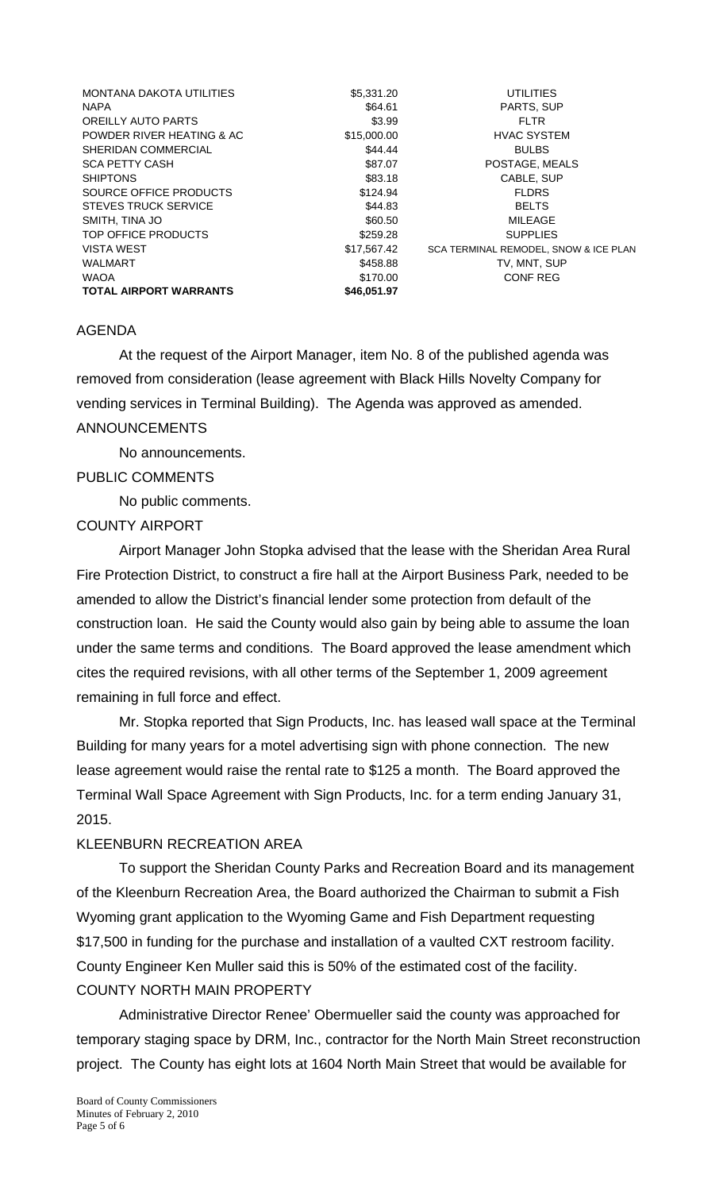| | | |
|---|---|---|
| MONTANA DAKOTA UTILITIES | \$5,331.20 | UTILITIES |
| NAPA | \$64.61 | PARTS, SUP |
| OREILLY AUTO PARTS | \$3.99 | FLTR |
| POWDER RIVER HEATING & AC | \$15,000.00 | HVAC SYSTEM |
| SHERIDAN COMMERCIAL | \$44.44 | BULBS |
| SCA PETTY CASH | \$87.07 | POSTAGE, MEALS |
| SHIPTONS | \$83.18 | CABLE, SUP |
| SOURCE OFFICE PRODUCTS | \$124.94 | FLDRS |
| STEVES TRUCK SERVICE | \$44.83 | BELTS |
| SMITH, TINA JO | \$60.50 | MILEAGE |
| TOP OFFICE PRODUCTS | \$259.28 | SUPPLIES |
| VISTA WEST | \$17,567.42 | SCA TERMINAL REMODEL, SNOW & ICE PLAN |
| WALMART | \$458.88 | TV, MNT, SUP |
| WAOA | \$170.00 | CONF REG |
| **TOTAL AIRPORT WARRANTS** | **\$46,051.97** | |

AGENDA

At the request of the Airport Manager, item No. 8 of the published agenda was removed from consideration (lease agreement with Black Hills Novelty Company for vending services in Terminal Building). The Agenda was approved as amended.

ANNOUNCEMENTS

No announcements.

PUBLIC COMMENTS

No public comments.

COUNTY AIRPORT

Airport Manager John Stopka advised that the lease with the Sheridan Area Rural Fire Protection District, to construct a fire hall at the Airport Business Park, needed to be amended to allow the District's financial lender some protection from default of the construction loan. He said the County would also gain by being able to assume the loan under the same terms and conditions. The Board approved the lease amendment which cites the required revisions, with all other terms of the September 1, 2009 agreement remaining in full force and effect.

Mr. Stopka reported that Sign Products, Inc. has leased wall space at the Terminal Building for many years for a motel advertising sign with phone connection. The new lease agreement would raise the rental rate to \$125 a month. The Board approved the Terminal Wall Space Agreement with Sign Products, Inc. for a term ending January 31, 2015.

KLEENBURN RECREATION AREA

To support the Sheridan County Parks and Recreation Board and its management of the Kleenburn Recreation Area, the Board authorized the Chairman to submit a Fish Wyoming grant application to the Wyoming Game and Fish Department requesting \$17,500 in funding for the purchase and installation of a vaulted CXT restroom facility. County Engineer Ken Muller said this is 50% of the estimated cost of the facility.

COUNTY NORTH MAIN PROPERTY

Administrative Director Renee' Obermueller said the county was approached for temporary staging space by DRM, Inc., contractor for the North Main Street reconstruction project. The County has eight lots at 1604 North Main Street that would be available for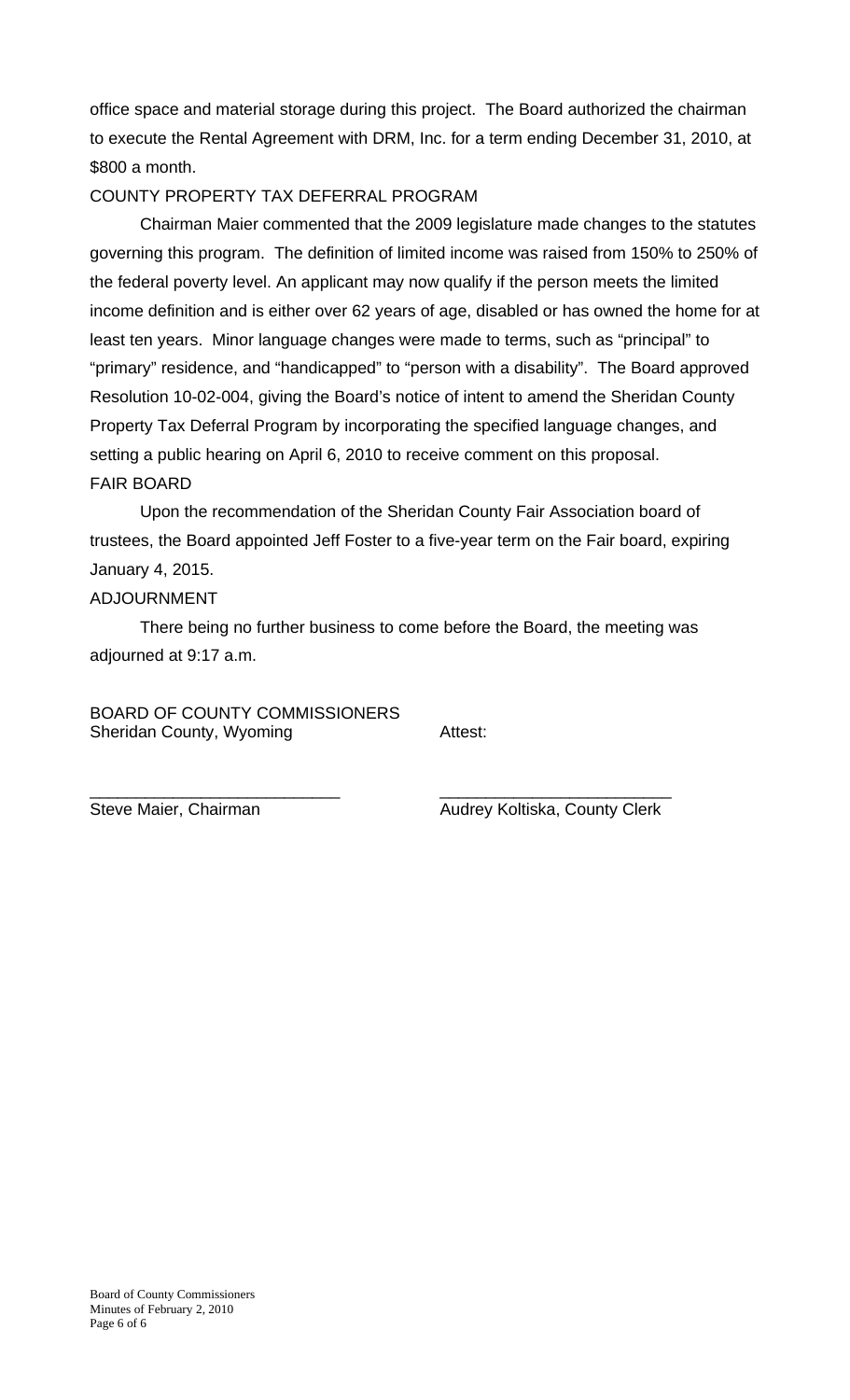office space and material storage during this project. The Board authorized the chairman to execute the Rental Agreement with DRM, Inc. for a term ending December 31, 2010, at $800 a month.

COUNTY PROPERTY TAX DEFERRAL PROGRAM

Chairman Maier commented that the 2009 legislature made changes to the statutes governing this program. The definition of limited income was raised from 150% to 250% of the federal poverty level. An applicant may now qualify if the person meets the limited income definition and is either over 62 years of age, disabled or has owned the home for at least ten years. Minor language changes were made to terms, such as "principal" to "primary" residence, and "handicapped" to "person with a disability". The Board approved Resolution 10-02-004, giving the Board's notice of intent to amend the Sheridan County Property Tax Deferral Program by incorporating the specified language changes, and setting a public hearing on April 6, 2010 to receive comment on this proposal.

FAIR BOARD

Upon the recommendation of the Sheridan County Fair Association board of trustees, the Board appointed Jeff Foster to a five-year term on the Fair board, expiring January 4, 2015.

ADJOURNMENT

There being no further business to come before the Board, the meeting was adjourned at 9:17 a.m.

BOARD OF COUNTY COMMISSIONERS
Sheridan County, Wyoming

Attest:

___________________________
Steve Maier, Chairman

___________________________
Audrey Koltiska, County Clerk